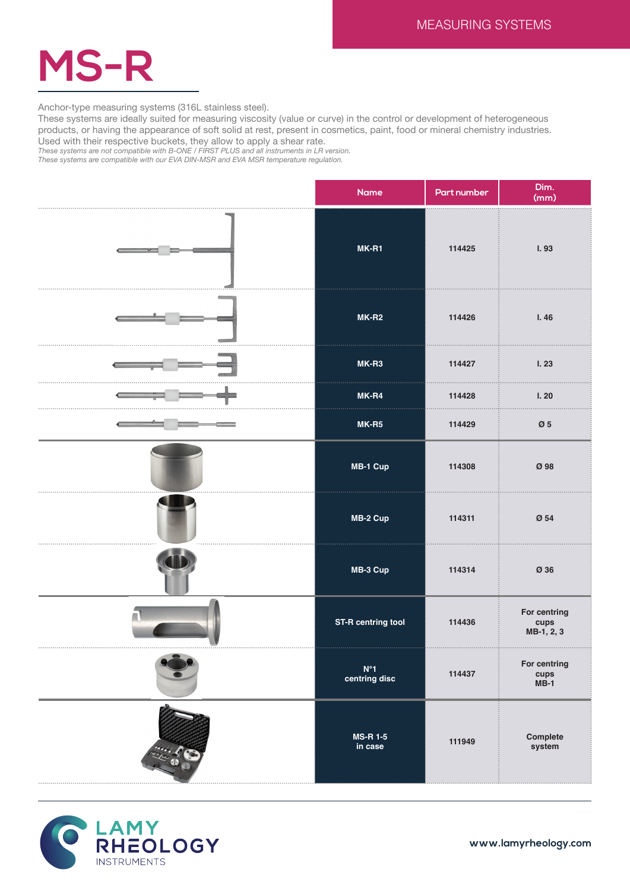MEASURING SYSTEMS

# MS-R

Anchor-type measuring systems (316L stainless steel).
These systems are ideally suited for measuring viscosity (value or curve) in the control or development of heterogeneous products, or having the appearance of soft solid at rest, present in cosmetics, paint, food or mineral chemistry industries.
Used with their respective buckets, they allow to apply a shear rate.
*These systems are not compatible with B-ONE / FIRST PLUS and all instruments in LR version.*
*These systems are compatible with our EVA DIN-MSR and EVA MSR temperature regulation.*

| Name | Part number | Dim. (mm) |
|---|---|---|
| MK-R1 | 114425 | l. 93 |
| MK-R2 | 114426 | l. 46 |
| MK-R3 | 114427 | l. 23 |
| MK-R4 | 114428 | l. 20 |
| MK-R5 | 114429 | Ø 5 |
| MB-1 Cup | 114308 | Ø 98 |
| MB-2 Cup | 114311 | Ø 54 |
| MB-3 Cup | 114314 | Ø 36 |
| ST-R centring tool | 114436 | For centring cups MB-1, 2, 3 |
| N°1 centring disc | 114437 | For centring cups MB-1 |
| MS-R 1-5 in case | 111949 | Complete system |

LAMY RHEOLOGY INSTRUMENTS

www.lamyrheology.com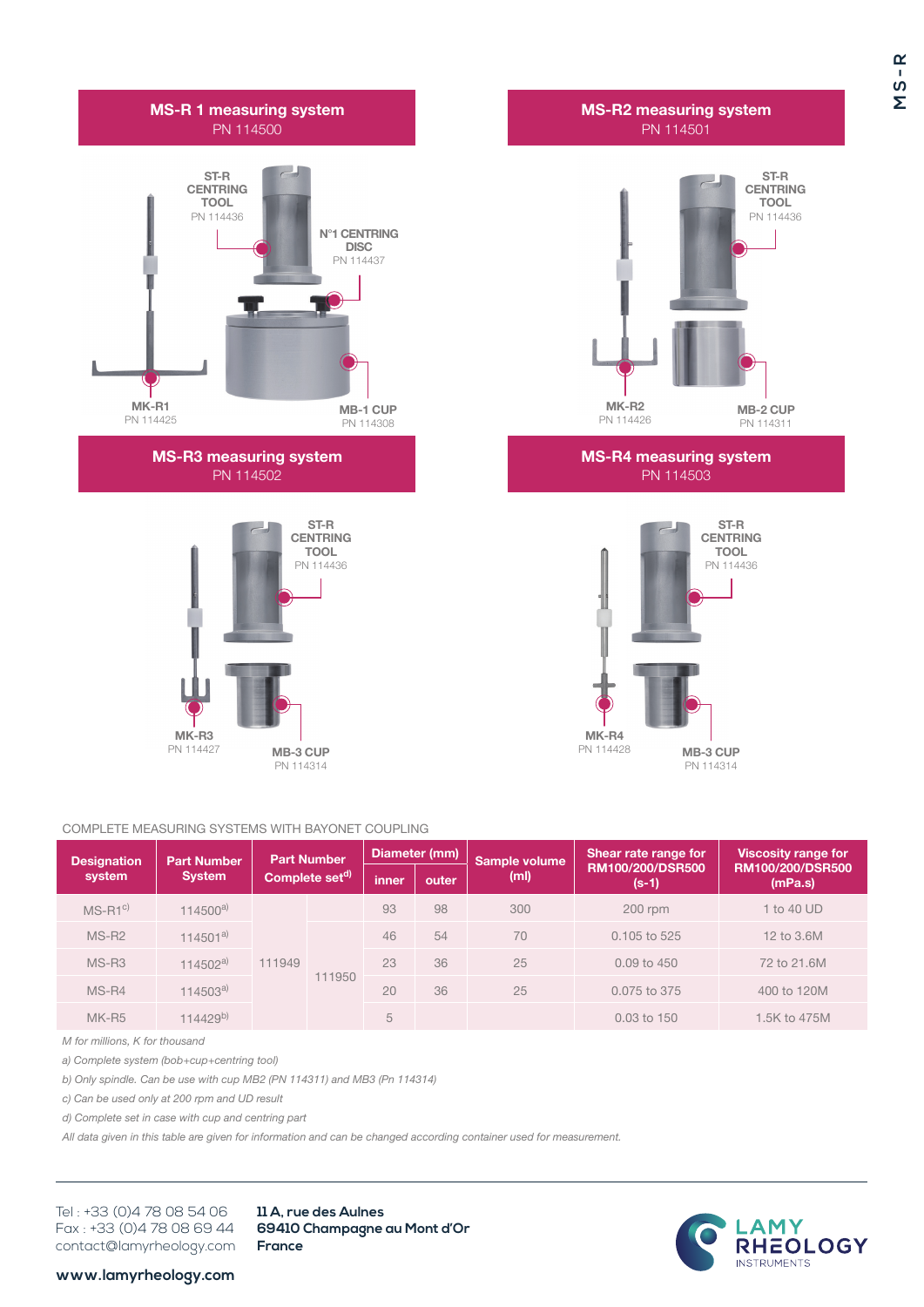## MS-R 1 measuring system

PN 114500

ST-R CENTRING TOOL
PN 114436

N°1 CENTRING DISC
PN 114437

MK-R1
PN 114425

MB-1 CUP
PN 114308

## MS-R2 measuring system

PN 114501

ST-R CENTRING TOOL
PN 114436

MK-R2
PN 114426

MB-2 CUP
PN 114311

## MS-R3 measuring system

PN 114502

ST-R CENTRING TOOL
PN 114436

MK-R3
PN 114427

MB-3 CUP
PN 114314

## MS-R4 measuring system

PN 114503

ST-R CENTRING TOOL
PN 114436

MK-R4
PN 114428

MB-3 CUP
PN 114314

COMPLETE MEASURING SYSTEMS WITH BAYONET COUPLING

| Designation system | Part Number System | Part Number Complete set[d] | | Diameter (mm) | | Sample volume (ml) | Shear rate range for RM100/200/DSR500 (s-1) | Viscosity range for RM100/200/DSR500 (mPa.s) |
|---|---|---|---|---|---|---|---|---|
| | | | | inner | outer | | | |
| MS-R1[c] | 114500[a] | 111949 | | 93 | 98 | 300 | 200 rpm | 1 to 40 UD |
| MS-R2 | 114501[a] | | 111950 | 46 | 54 | 70 | 0.105 to 525 | 12 to 3.6M |
| MS-R3 | 114502[a] | | | 23 | 36 | 25 | 0.09 to 450 | 72 to 21.6M |
| MS-R4 | 114503[a] | | | 20 | 36 | 25 | 0.075 to 375 | 400 to 120M |
| MK-R5 | 114429[b] | | | 5 | | | 0.03 to 150 | 1.5K to 475M |

*M for millions, K for thousand*

*a) Complete system (bob+cup+centring tool)*

*b) Only spindle. Can be use with cup MB2 (PN 114311) and MB3 (Pn 114314)*

*c) Can be used only at 200 rpm and UD result*

*d) Complete set in case with cup and centring part*

*All data given in this table are given for information and can be changed according container used for measurement.*

Tel : +33 (0)4 78 08 54 06
Fax : +33 (0)4 78 08 69 44
contact@lamyrheology.com

**11 A, rue des Aulnes**
**69410 Champagne au Mont d'Or**
**France**

**www.lamyrheology.com**